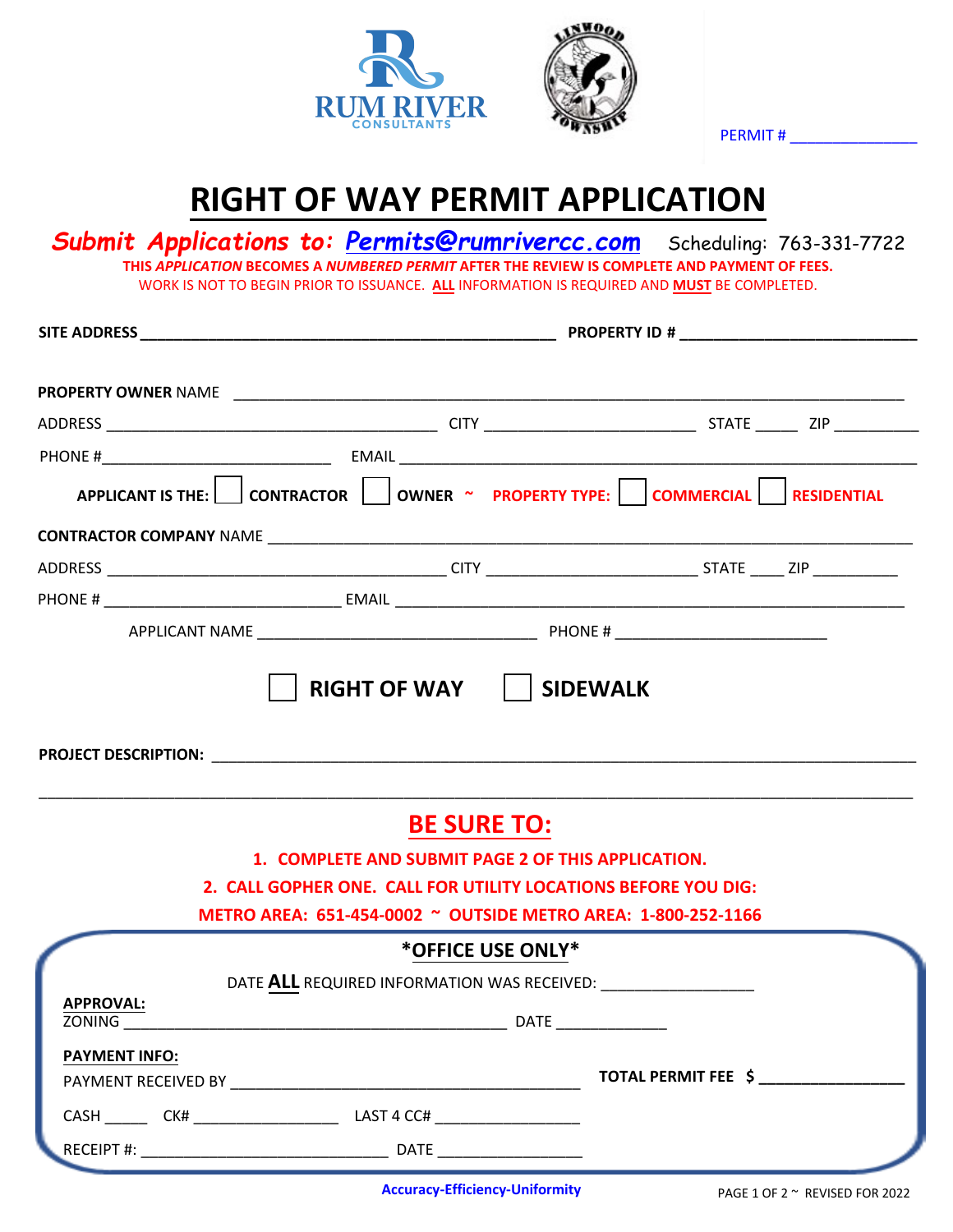RUM RIVER CONSULTANTS

LINWOOD TOWNSHIP

PERMIT # ______________

# RIGHT OF WAY PERMIT APPLICATION

***Submit Applications to: Permits@rumrivercc.com*** Scheduling: 763-331-7722

**THIS *APPLICATION* BECOMES A *NUMBERED PERMIT* AFTER THE REVIEW IS COMPLETE AND PAYMENT OF FEES.**

WORK IS NOT TO BEGIN PRIOR TO ISSUANCE. **ALL** INFORMATION IS REQUIRED AND **MUST** BE COMPLETED.

**SITE ADDRESS** ________________________________________________ **PROPERTY ID #** ___________________________

**PROPERTY OWNER** NAME ________________________________________________________________________________

ADDRESS ______________________________________ CITY _______________________ STATE _____ ZIP __________

PHONE #__________________________ EMAIL ___________________________________________________________

**APPLICANT IS THE:** ☐ **CONTRACTOR** ☐ **OWNER** ~ **PROPERTY TYPE:** ☐ **COMMERCIAL** ☐ **RESIDENTIAL**

**CONTRACTOR COMPANY** NAME ___________________________________________________________________________

ADDRESS ______________________________________ CITY _______________________ STATE ____ ZIP __________

PHONE # ___________________________ EMAIL ___________________________________________________________

APPLICANT NAME ________________________________ PHONE # ________________________

☐ **RIGHT OF WAY** ☐ **SIDEWALK**

**PROJECT DESCRIPTION:** _______________________________________________________________________________

______________________________________________________________________________________________________

## BE SURE TO:

1. **COMPLETE AND SUBMIT PAGE 2 OF THIS APPLICATION.**
2. **CALL GOPHER ONE. CALL FOR UTILITY LOCATIONS BEFORE YOU DIG:**

**METRO AREA: 651-454-0002 ~ OUTSIDE METRO AREA: 1-800-252-1166**

### *OFFICE USE ONLY*

DATE **ALL** REQUIRED INFORMATION WAS RECEIVED: _________________

**APPROVAL:**

ZONING ____________________________________________ DATE _____________

**PAYMENT INFO:**

PAYMENT RECEIVED BY ________________________________________ **TOTAL PERMIT FEE $ ________________**

CASH _____ CK# ________________ LAST 4 CC# ________________

RECEIPT #: ____________________________ DATE ________________

**Accuracy-Efficiency-Uniformity**

REVISED FOR 2022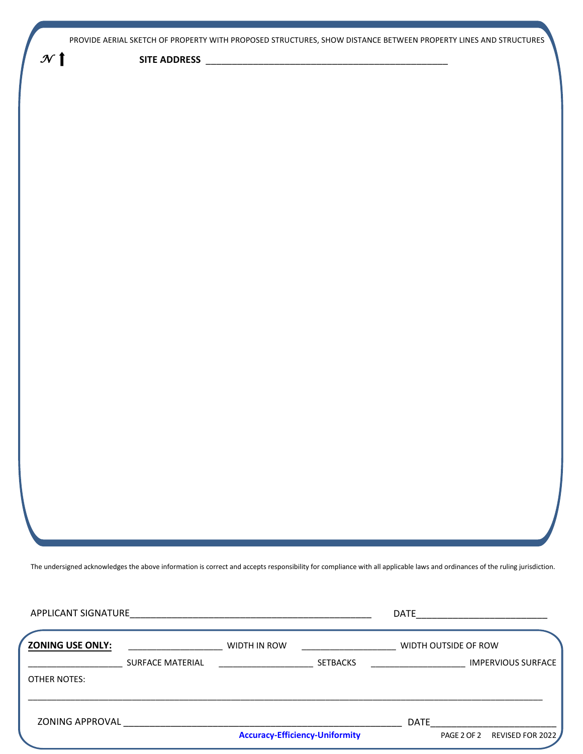PROVIDE AERIAL SKETCH OF PROPERTY WITH PROPOSED STRUCTURES, SHOW DISTANCE BETWEEN PROPERTY LINES AND STRUCTURES

*N* ↑ **SITE ADDRESS** ______________________________________________

The undersigned acknowledges the above information is correct and accepts responsibility for compliance with all applicable laws and ordinances of the ruling jurisdiction.

APPLICANT SIGNATURE_____________________________________________ DATE________________________

**ZONING USE ONLY:** __________________ WIDTH IN ROW __________________ WIDTH OUTSIDE OF ROW

__________________ SURFACE MATERIAL __________________ SETBACKS __________________ IMPERVIOUS SURFACE

OTHER NOTES:

____________________________________________________________________________________________

ZONING APPROVAL ____________________________________________________ DATE________________________

**Accuracy-Efficiency-Uniformity**

REVISED FOR 2022